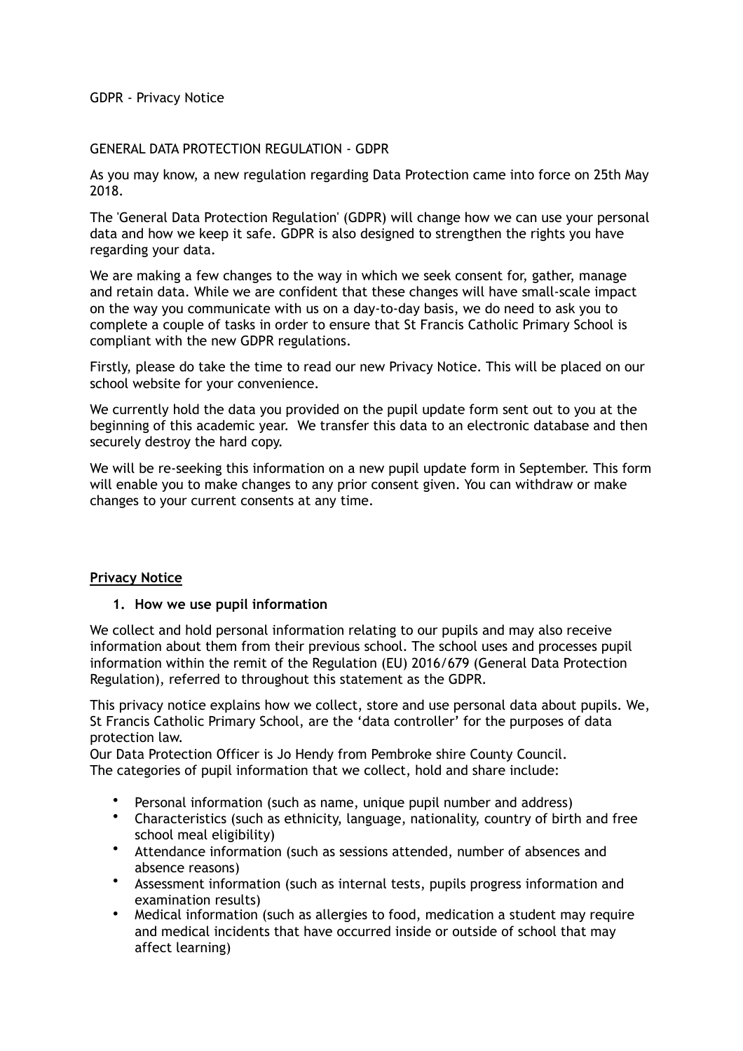GDPR - Privacy Notice

GENERAL DATA PROTECTION REGULATION - GDPR

As you may know, a new regulation regarding Data Protection came into force on 25th May 2018.

The 'General Data Protection Regulation' (GDPR) will change how we can use your personal data and how we keep it safe. GDPR is also designed to strengthen the rights you have regarding your data.

We are making a few changes to the way in which we seek consent for, gather, manage and retain data. While we are confident that these changes will have small-scale impact on the way you communicate with us on a day-to-day basis, we do need to ask you to complete a couple of tasks in order to ensure that St Francis Catholic Primary School is compliant with the new GDPR regulations.

Firstly, please do take the time to read our new Privacy Notice. This will be placed on our school website for your convenience.

We currently hold the data you provided on the pupil update form sent out to you at the beginning of this academic year. We transfer this data to an electronic database and then securely destroy the hard copy.

We will be re-seeking this information on a new pupil update form in September. This form will enable you to make changes to any prior consent given. You can withdraw or make changes to your current consents at any time.

## **Privacy Notice**

### 1. How we use pupil information

We collect and hold personal information relating to our pupils and may also receive information about them from their previous school. The school uses and processes pupil information within the remit of the Regulation (EU) 2016/679 (General Data Protection Regulation), referred to throughout this statement as the GDPR.

This privacy notice explains how we collect, store and use personal data about pupils. We, St Francis Catholic Primary School, are the 'data controller' for the purposes of data protection law.
Our Data Protection Officer is Jo Hendy from Pembroke shire County Council.
The categories of pupil information that we collect, hold and share include:

- Personal information (such as name, unique pupil number and address)
- Characteristics (such as ethnicity, language, nationality, country of birth and free school meal eligibility)
- Attendance information (such as sessions attended, number of absences and absence reasons)
- Assessment information (such as internal tests, pupils progress information and examination results)
- Medical information (such as allergies to food, medication a student may require and medical incidents that have occurred inside or outside of school that may affect learning)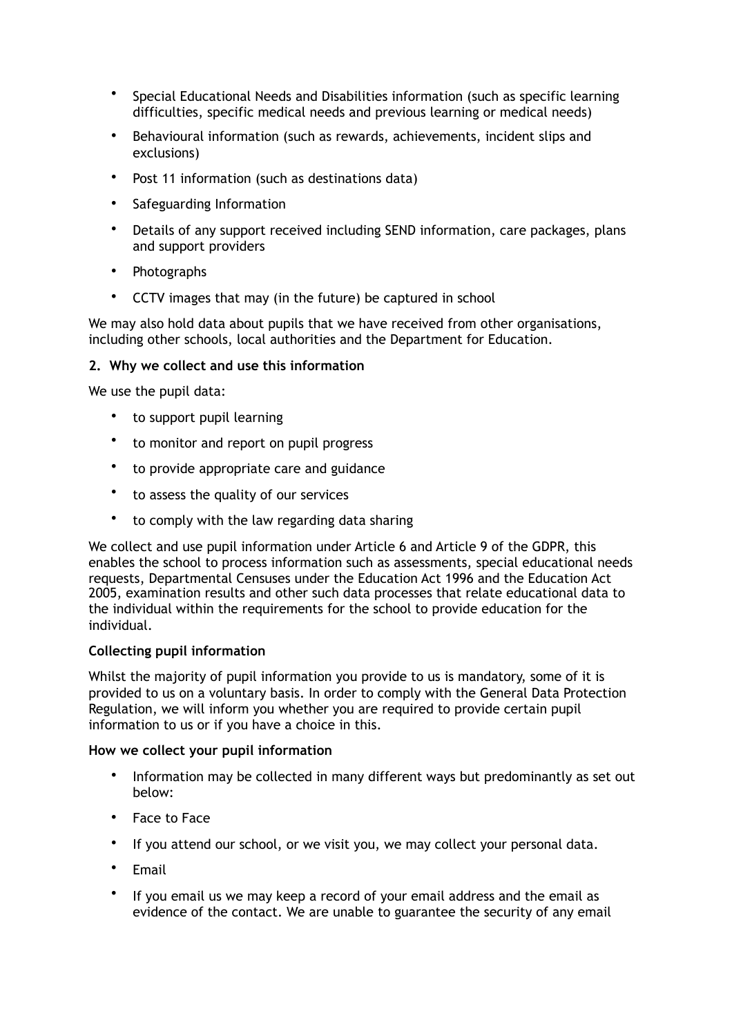- Special Educational Needs and Disabilities information (such as specific learning difficulties, specific medical needs and previous learning or medical needs)
- Behavioural information (such as rewards, achievements, incident slips and exclusions)
- Post 11 information (such as destinations data)
- Safeguarding Information
- Details of any support received including SEND information, care packages, plans and support providers
- Photographs
- CCTV images that may (in the future) be captured in school

We may also hold data about pupils that we have received from other organisations, including other schools, local authorities and the Department for Education.

**2. Why we collect and use this information**

We use the pupil data:

- to support pupil learning
- to monitor and report on pupil progress
- to provide appropriate care and guidance
- to assess the quality of our services
- to comply with the law regarding data sharing

We collect and use pupil information under Article 6 and Article 9 of the GDPR, this enables the school to process information such as assessments, special educational needs requests, Departmental Censuses under the Education Act 1996 and the Education Act 2005, examination results and other such data processes that relate educational data to the individual within the requirements for the school to provide education for the individual.

**Collecting pupil information**

Whilst the majority of pupil information you provide to us is mandatory, some of it is provided to us on a voluntary basis. In order to comply with the General Data Protection Regulation, we will inform you whether you are required to provide certain pupil information to us or if you have a choice in this.

**How we collect your pupil information**

- Information may be collected in many different ways but predominantly as set out below:
- Face to Face
- If you attend our school, or we visit you, we may collect your personal data.
- Email
- If you email us we may keep a record of your email address and the email as evidence of the contact. We are unable to guarantee the security of any email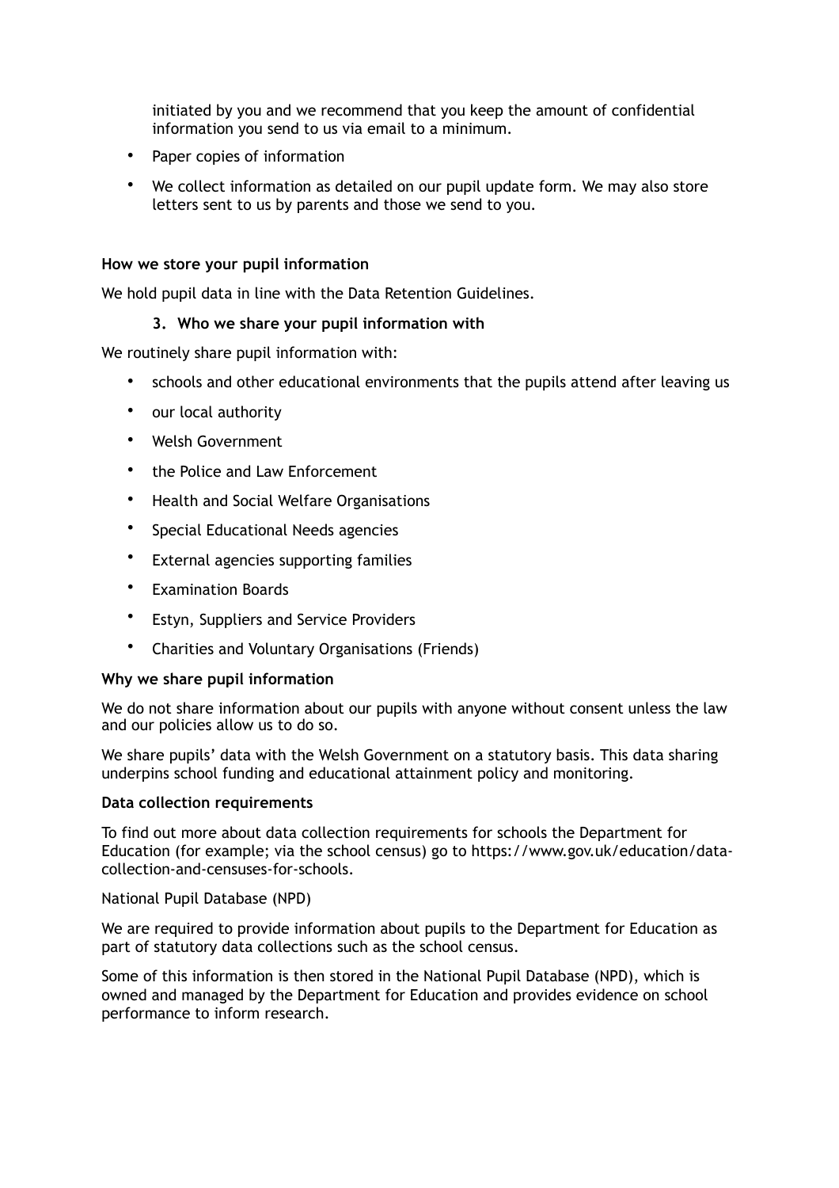initiated by you and we recommend that you keep the amount of confidential information you send to us via email to a minimum.

- Paper copies of information
- We collect information as detailed on our pupil update form. We may also store letters sent to us by parents and those we send to you.

**How we store your pupil information**

We hold pupil data in line with the Data Retention Guidelines.

### 3. Who we share your pupil information with

We routinely share pupil information with:

- schools and other educational environments that the pupils attend after leaving us
- our local authority
- Welsh Government
- the Police and Law Enforcement
- Health and Social Welfare Organisations
- Special Educational Needs agencies
- External agencies supporting families
- Examination Boards
- Estyn, Suppliers and Service Providers
- Charities and Voluntary Organisations (Friends)

**Why we share pupil information**

We do not share information about our pupils with anyone without consent unless the law and our policies allow us to do so.

We share pupils' data with the Welsh Government on a statutory basis. This data sharing underpins school funding and educational attainment policy and monitoring.

**Data collection requirements**

To find out more about data collection requirements for schools the Department for Education (for example; via the school census) go to https://www.gov.uk/education/data-collection-and-censuses-for-schools.

National Pupil Database (NPD)

We are required to provide information about pupils to the Department for Education as part of statutory data collections such as the school census.

Some of this information is then stored in the National Pupil Database (NPD), which is owned and managed by the Department for Education and provides evidence on school performance to inform research.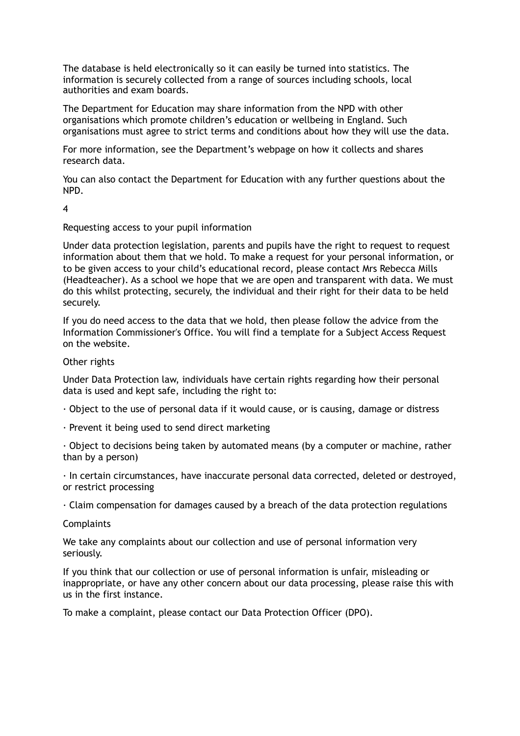The database is held electronically so it can easily be turned into statistics. The information is securely collected from a range of sources including schools, local authorities and exam boards.

The Department for Education may share information from the NPD with other organisations which promote children's education or wellbeing in England. Such organisations must agree to strict terms and conditions about how they will use the data.

For more information, see the Department's webpage on how it collects and shares research data.

You can also contact the Department for Education with any further questions about the NPD.

## Requesting access to your pupil information

Under data protection legislation, parents and pupils have the right to request to request information about them that we hold. To make a request for your personal information, or to be given access to your child's educational record, please contact Mrs Rebecca Mills (Headteacher). As a school we hope that we are open and transparent with data. We must do this whilst protecting, securely, the individual and their right for their data to be held securely.

If you do need access to the data that we hold, then please follow the advice from the Information Commissioner's Office. You will find a template for a Subject Access Request on the website.

## Other rights

Under Data Protection law, individuals have certain rights regarding how their personal data is used and kept safe, including the right to:

- Object to the use of personal data if it would cause, or is causing, damage or distress
- Prevent it being used to send direct marketing
- Object to decisions being taken by automated means (by a computer or machine, rather than by a person)
- In certain circumstances, have inaccurate personal data corrected, deleted or destroyed, or restrict processing
- Claim compensation for damages caused by a breach of the data protection regulations

## Complaints

We take any complaints about our collection and use of personal information very seriously.

If you think that our collection or use of personal information is unfair, misleading or inappropriate, or have any other concern about our data processing, please raise this with us in the first instance.

To make a complaint, please contact our Data Protection Officer (DPO).